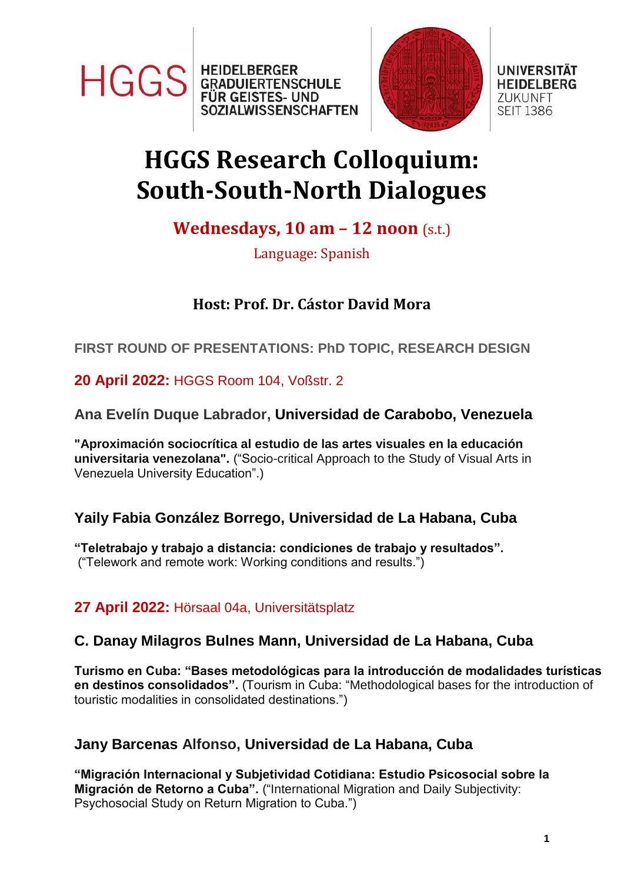HGGS HEIDELBERGER GRADUIERTENSCHULE FÜR GEISTES- UND SOZIALWISSENSCHAFTEN

UNIVERSITÄT HEIDELBERG ZUKUNFT SEIT 1386

# HGGS Research Colloquium: South-South-North Dialogues

## Wednesdays, 10 am – 12 noon (s.t.)

Language: Spanish

### Host: Prof. Dr. Cástor David Mora

**FIRST ROUND OF PRESENTATIONS: PhD TOPIC, RESEARCH DESIGN**

**20 April 2022:** HGGS Room 104, Voßstr. 2

**Ana Evelín Duque Labrador, Universidad de Carabobo, Venezuela**

**"Aproximación sociocrítica al estudio de las artes visuales en la educación universitaria venezolana".** ("Socio-critical Approach to the Study of Visual Arts in Venezuela University Education".)

**Yaily Fabia González Borrego, Universidad de La Habana, Cuba**

**"Teletrabajo y trabajo a distancia: condiciones de trabajo y resultados".** ("Telework and remote work: Working conditions and results.")

**27 April 2022:** Hörsaal 04a, Universitätsplatz

**C. Danay Milagros Bulnes Mann, Universidad de La Habana, Cuba**

**Turismo en Cuba: "Bases metodológicas para la introducción de modalidades turísticas en destinos consolidados".** (Tourism in Cuba: "Methodological bases for the introduction of touristic modalities in consolidated destinations.")

**Jany Barcenas Alfonso, Universidad de La Habana, Cuba**

**"Migración Internacional y Subjetividad Cotidiana: Estudio Psicosocial sobre la Migración de Retorno a Cuba".** ("International Migration and Daily Subjectivity: Psychosocial Study on Return Migration to Cuba.")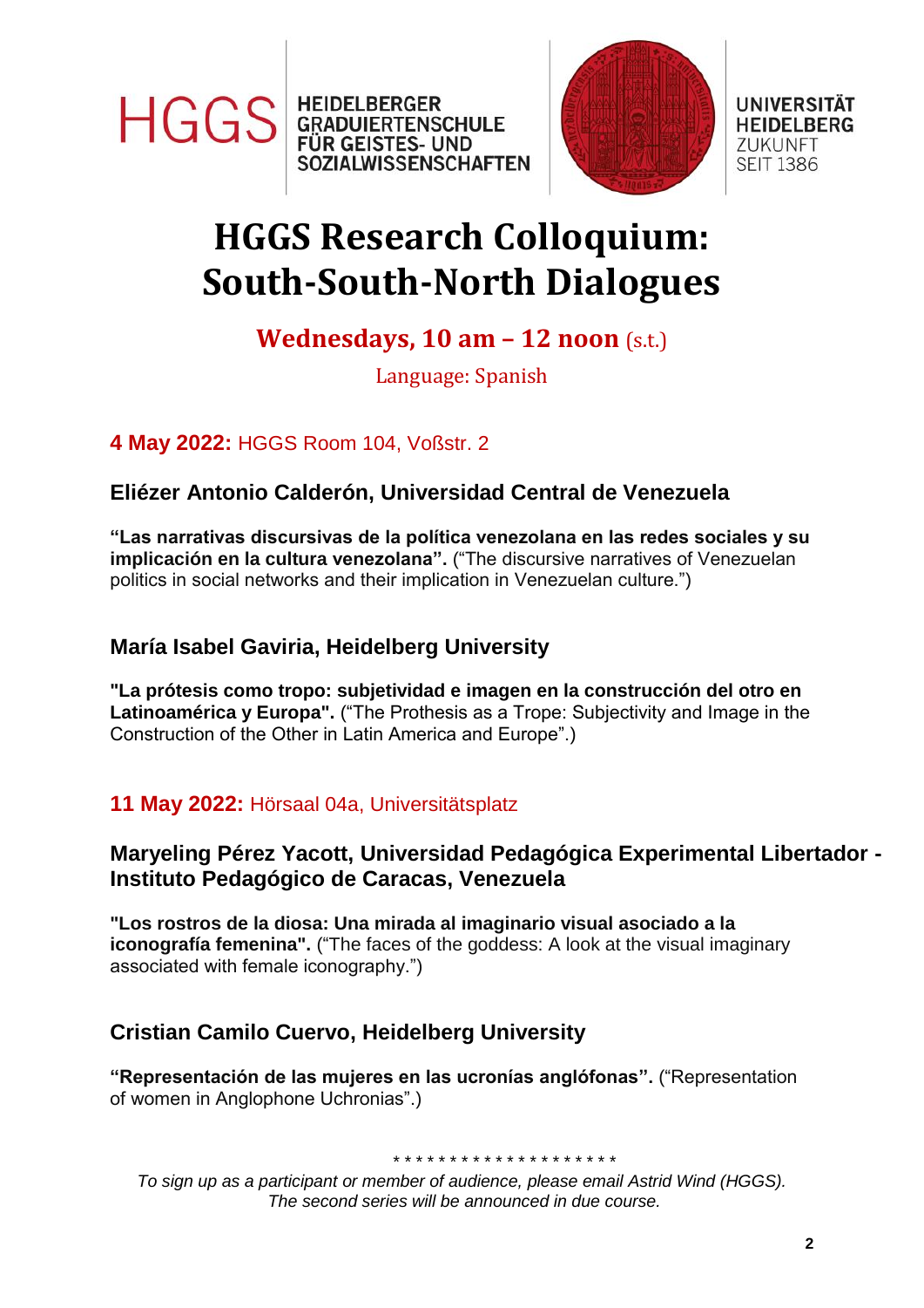HGGS HEIDELBERGER GRADUIERTENSCHULE FÜR GEISTES- UND SOZIALWISSENSCHAFTEN

UNIVERSITÄT HEIDELBERG ZUKUNFT SEIT 1386

# HGGS Research Colloquium: South-South-North Dialogues

## Wednesdays, 10 am – 12 noon (s.t.)

Language: Spanish

### 4 May 2022: HGGS Room 104, Voßstr. 2

### Eliézer Antonio Calderón, Universidad Central de Venezuela

**“Las narrativas discursivas de la política venezolana en las redes sociales y su implicación en la cultura venezolana”.** (“The discursive narratives of Venezuelan politics in social networks and their implication in Venezuelan culture.”)

### María Isabel Gaviria, Heidelberg University

**"La prótesis como tropo: subjetividad e imagen en la construcción del otro en Latinoamérica y Europa".** (“The Prothesis as a Trope: Subjectivity and Image in the Construction of the Other in Latin America and Europe”.)

### 11 May 2022: Hörsaal 04a, Universitätsplatz

### Maryeling Pérez Yacott, Universidad Pedagógica Experimental Libertador - Instituto Pedagógico de Caracas, Venezuela

**"Los rostros de la diosa: Una mirada al imaginario visual asociado a la iconografía femenina".** (“The faces of the goddess: A look at the visual imaginary associated with female iconography.”)

### Cristian Camilo Cuervo, Heidelberg University

**“Representación de las mujeres en las ucronías anglófonas”.** (“Representation of women in Anglophone Uchronias”.)

* * * * * * * * * * * * * * * * * * * *

*To sign up as a participant or member of audience, please email Astrid Wind (HGGS).*
*The second series will be announced in due course.*